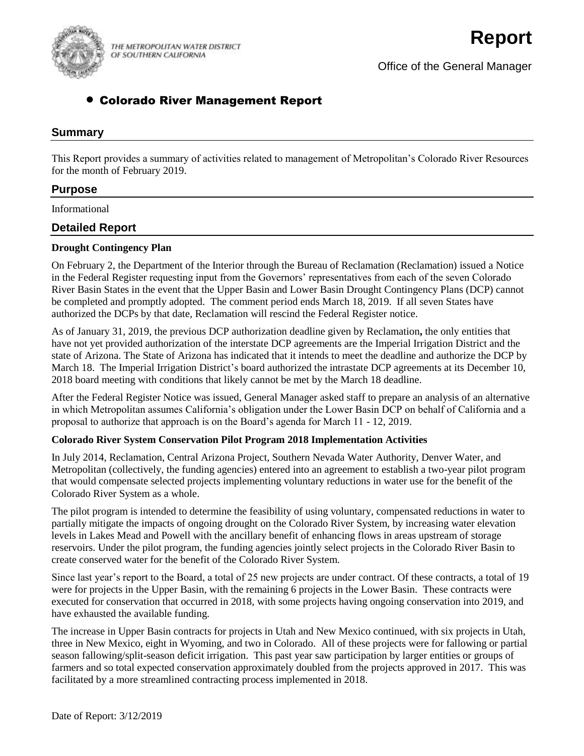THE METROPOLITAN WATER DISTRICT OF SOUTHERN CALIFORNIA

# Report

Office of the General Manager

## • Colorado River Management Report

### Summary

This Report provides a summary of activities related to management of Metropolitan's Colorado River Resources for the month of February 2019.

### Purpose

Informational

### Detailed Report

**Drought Contingency Plan**

On February 2, the Department of the Interior through the Bureau of Reclamation (Reclamation) issued a Notice in the Federal Register requesting input from the Governors' representatives from each of the seven Colorado River Basin States in the event that the Upper Basin and Lower Basin Drought Contingency Plans (DCP) cannot be completed and promptly adopted. The comment period ends March 18, 2019. If all seven States have authorized the DCPs by that date, Reclamation will rescind the Federal Register notice.

As of January 31, 2019, the previous DCP authorization deadline given by Reclamation**,** the only entities that have not yet provided authorization of the interstate DCP agreements are the Imperial Irrigation District and the state of Arizona. The State of Arizona has indicated that it intends to meet the deadline and authorize the DCP by March 18. The Imperial Irrigation District's board authorized the intrastate DCP agreements at its December 10, 2018 board meeting with conditions that likely cannot be met by the March 18 deadline.

After the Federal Register Notice was issued, General Manager asked staff to prepare an analysis of an alternative in which Metropolitan assumes California's obligation under the Lower Basin DCP on behalf of California and a proposal to authorize that approach is on the Board's agenda for March 11 - 12, 2019.

**Colorado River System Conservation Pilot Program 2018 Implementation Activities**

In July 2014, Reclamation, Central Arizona Project, Southern Nevada Water Authority, Denver Water, and Metropolitan (collectively, the funding agencies) entered into an agreement to establish a two-year pilot program that would compensate selected projects implementing voluntary reductions in water use for the benefit of the Colorado River System as a whole.

The pilot program is intended to determine the feasibility of using voluntary, compensated reductions in water to partially mitigate the impacts of ongoing drought on the Colorado River System, by increasing water elevation levels in Lakes Mead and Powell with the ancillary benefit of enhancing flows in areas upstream of storage reservoirs. Under the pilot program, the funding agencies jointly select projects in the Colorado River Basin to create conserved water for the benefit of the Colorado River System.

Since last year's report to the Board, a total of 25 new projects are under contract. Of these contracts, a total of 19 were for projects in the Upper Basin, with the remaining 6 projects in the Lower Basin. These contracts were executed for conservation that occurred in 2018, with some projects having ongoing conservation into 2019, and have exhausted the available funding.

The increase in Upper Basin contracts for projects in Utah and New Mexico continued, with six projects in Utah, three in New Mexico, eight in Wyoming, and two in Colorado. All of these projects were for fallowing or partial season fallowing/split-season deficit irrigation. This past year saw participation by larger entities or groups of farmers and so total expected conservation approximately doubled from the projects approved in 2017. This was facilitated by a more streamlined contracting process implemented in 2018.

Date of Report: 3/12/2019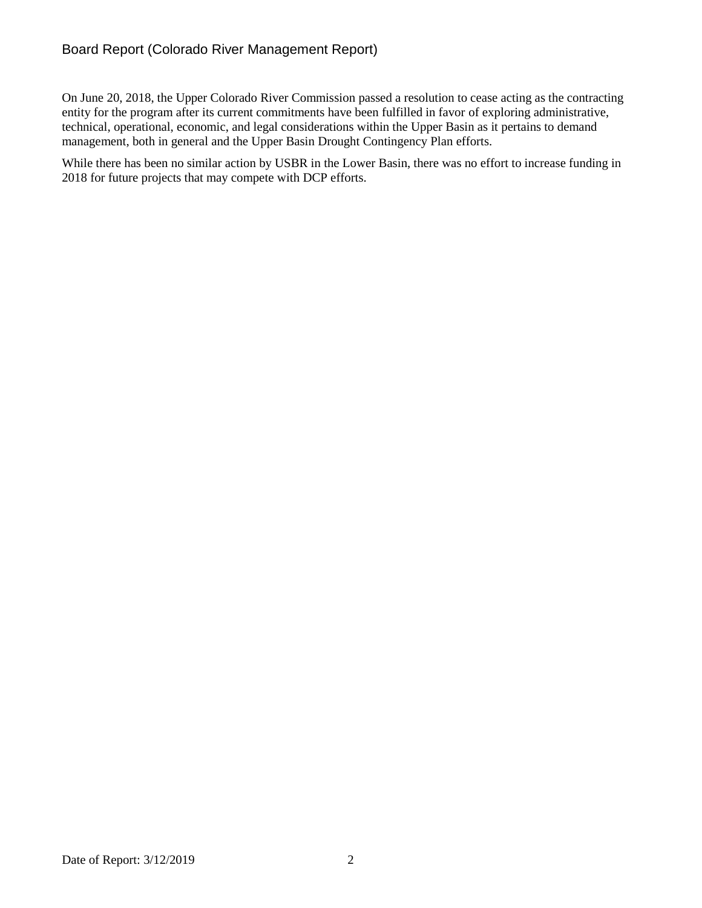On June 20, 2018, the Upper Colorado River Commission passed a resolution to cease acting as the contracting entity for the program after its current commitments have been fulfilled in favor of exploring administrative, technical, operational, economic, and legal considerations within the Upper Basin as it pertains to demand management, both in general and the Upper Basin Drought Contingency Plan efforts.

While there has been no similar action by USBR in the Lower Basin, there was no effort to increase funding in 2018 for future projects that may compete with DCP efforts.